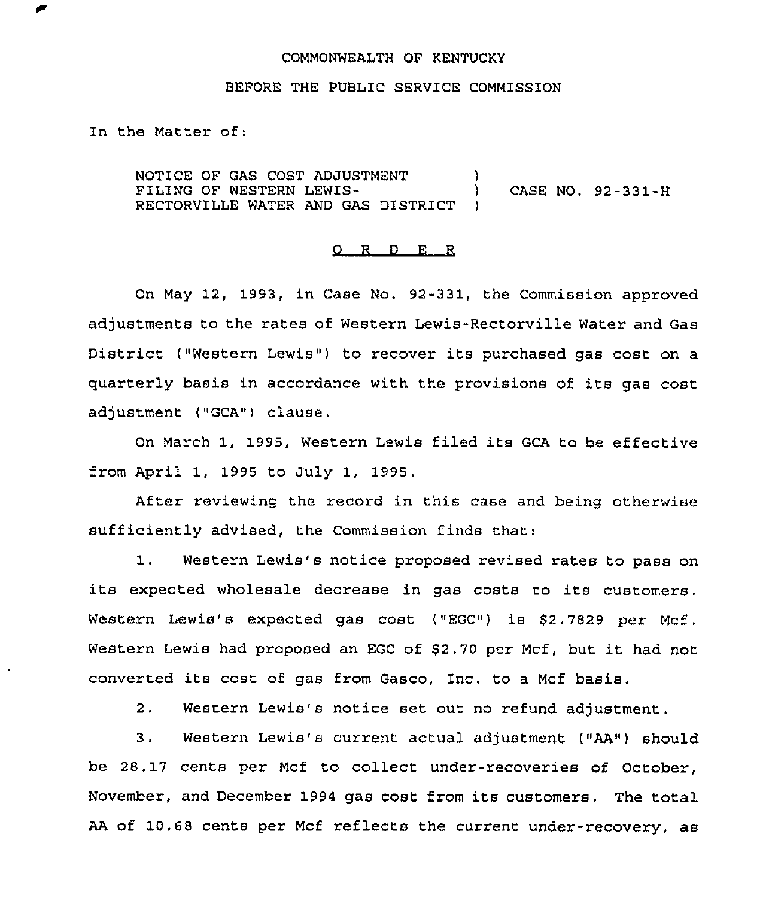COMMONWEALTH OF KENTUCKY

BEFORE THE PUBLIC SERVICE COMMISSION

In the Matter of:

| | | |
|---|---|---|
| NOTICE OF GAS COST ADJUSTMENT FILING OF WESTERN LEWIS-RECTORVILLE WATER AND GAS DISTRICT | ) ) ) | CASE NO. 92-331-H |

O R D E R

On May 12, 1993, in Case No. 92-331, the Commission approved adjustments to the rates of Western Lewis-Rectorville Water and Gas District ("Western Lewis") to recover its purchased gas cost on a quarterly basis in accordance with the provisions of its gas cost adjustment ("GCA") clause.

On March 1, 1995, Western Lewis filed its GCA to be effective from April 1, 1995 to July 1, 1995.

After reviewing the record in this case and being otherwise sufficiently advised, the Commission finds that:

1. Western Lewis's notice proposed revised rates to pass on its expected wholesale decrease in gas costs to its customers. Western Lewis's expected gas cost ("EGC") is $2.7829 per Mcf. Western Lewis had proposed an EGC of $2.70 per Mcf, but it had not converted its cost of gas from Gasco, Inc. to a Mcf basis.

2. Western Lewis's notice set out no refund adjustment.

3. Western Lewis's current actual adjustment ("AA") should be 28.17 cents per Mcf to collect under-recoveries of October, November, and December 1994 gas cost from its customers. The total AA of 10.68 cents per Mcf reflects the current under-recovery, as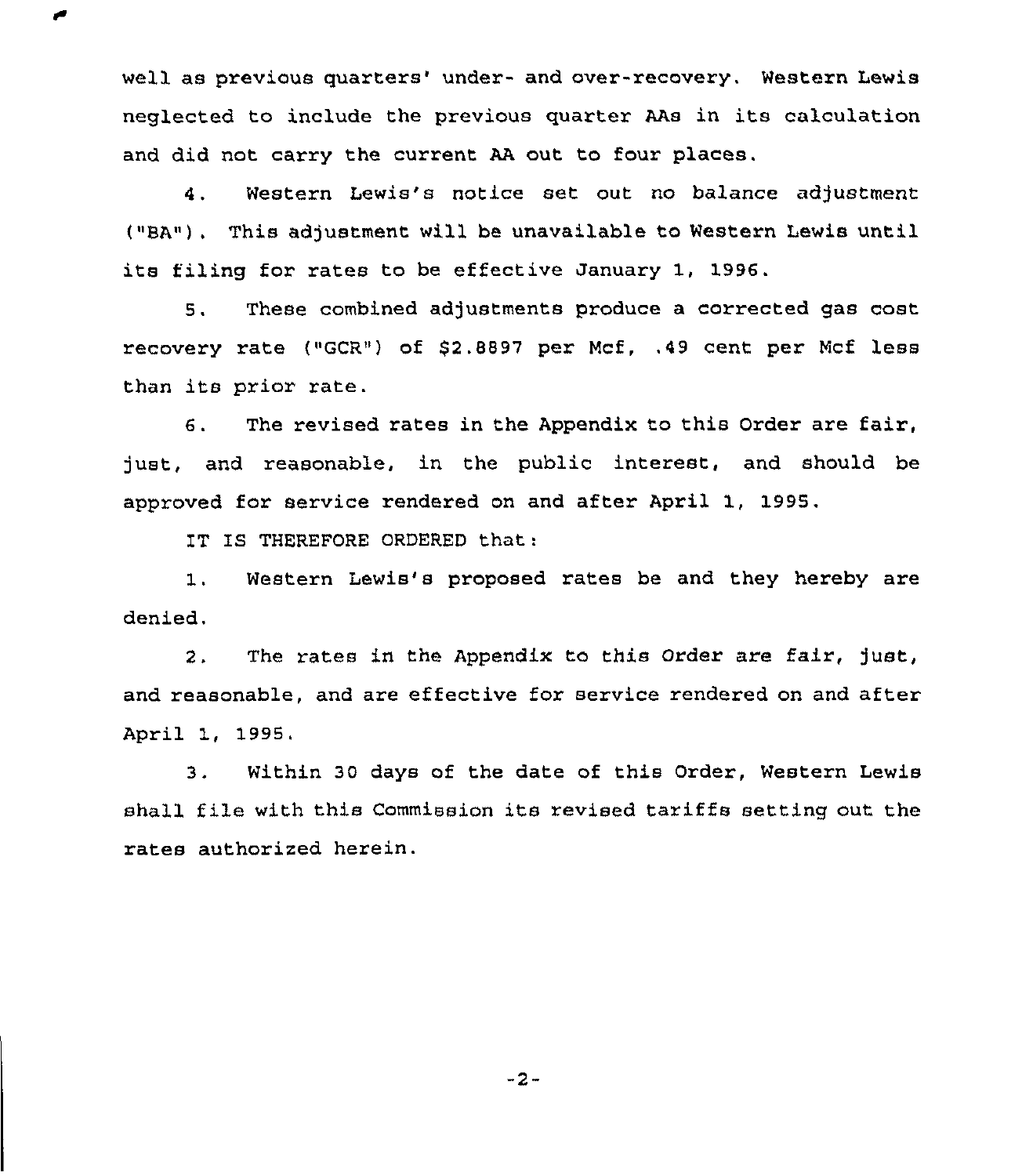well as previous quarters' under- and over-recovery. Western Lewis neglected to include the previous quarter AAs in its calculation and did not carry the current AA out to four places.

4. Western Lewis's notice set out no balance adjustment ("BA"). This adjustment will be unavailable to Western Lewis until its filing for rates to be effective January 1, 1996.

5. These combined adjustments produce a corrected gas cost recovery rate ("GCR") of $2.8897 per Mcf, .49 cent per Mcf less than its prior rate.

6. The revised rates in the Appendix to this Order are fair, just, and reasonable, in the public interest, and should be approved for service rendered on and after April 1, 1995.

IT IS THEREFORE ORDERED that:

1. Western Lewis's proposed rates be and they hereby are denied.

2. The rates in the Appendix to this Order are fair, just, and reasonable, and are effective for service rendered on and after April 1, 1995.

3. Within 30 days of the date of this Order, Western Lewis shall file with this Commission its revised tariffs setting out the rates authorized herein.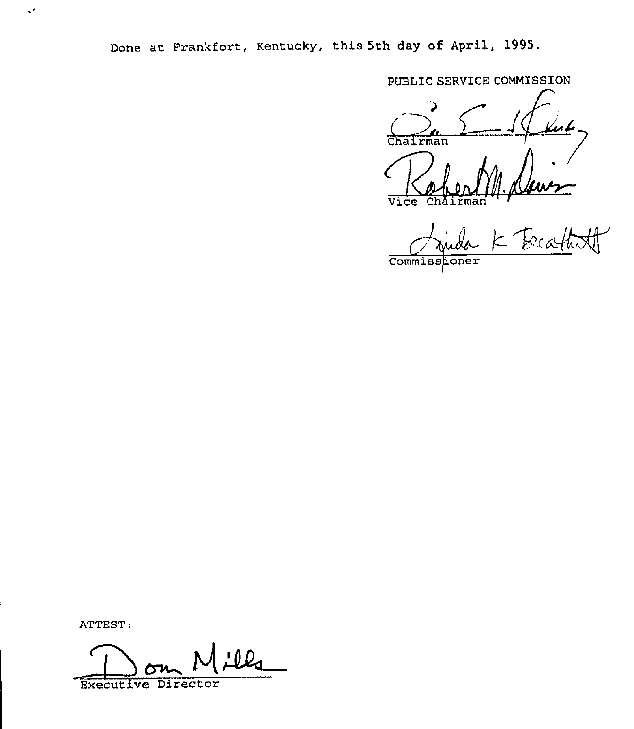Done at Frankfort, Kentucky, this 5th day of April, 1995.

PUBLIC SERVICE COMMISSION

Chairman

Vice Chairman

Commissioner

ATTEST:

Executive Director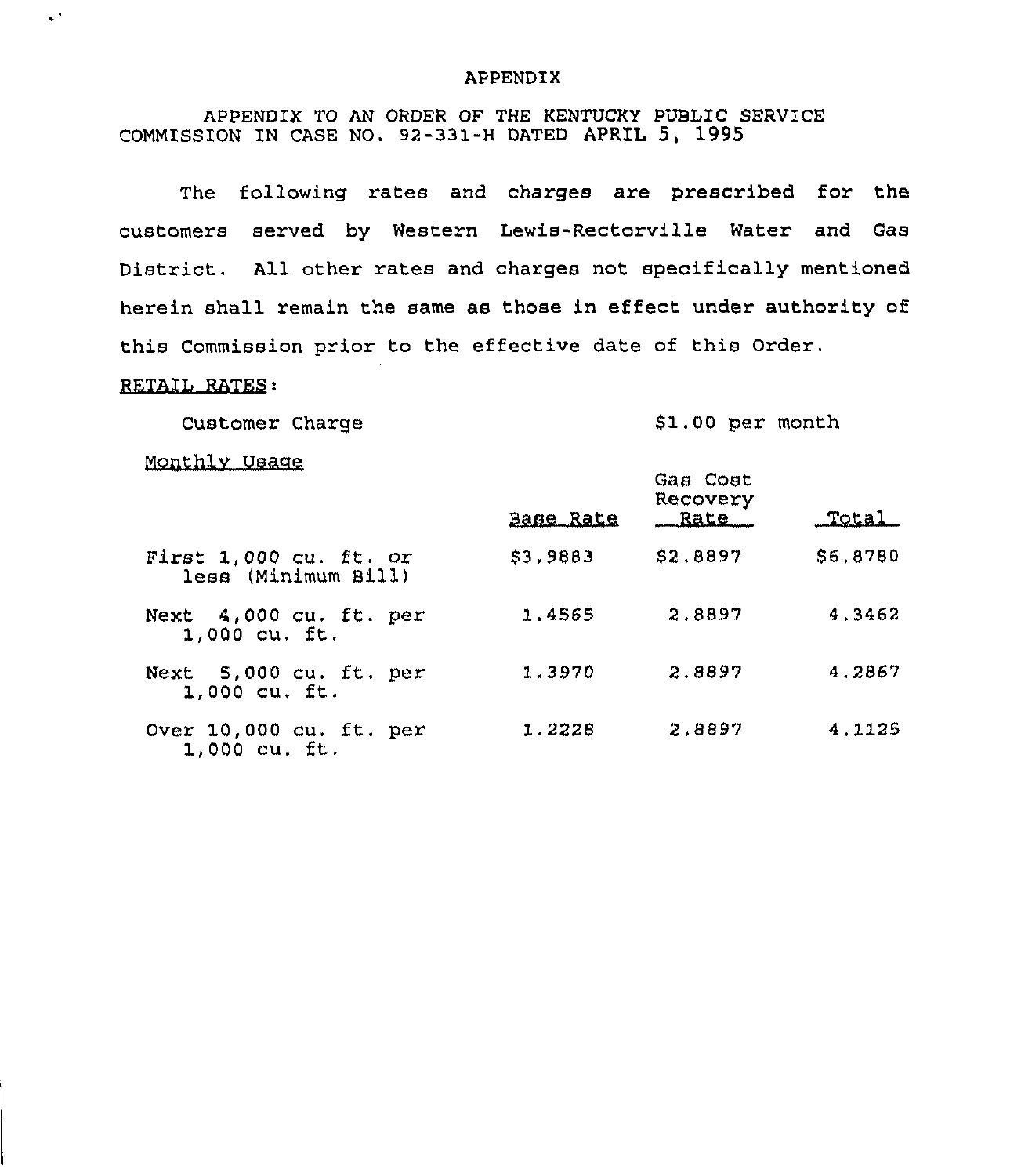# APPENDIX

APPENDIX TO AN ORDER OF THE KENTUCKY PUBLIC SERVICE COMMISSION IN CASE NO. 92-331-H DATED APRIL 5, 1995

The following rates and charges are prescribed for the customers served by Western Lewis-Rectorville Water and Gas District. All other rates and charges not specifically mentioned herein shall remain the same as those in effect under authority of this Commission prior to the effective date of this Order.

RETAIL RATES:

Customer Charge $1.00 per month

Monthly Usage

| | Base Rate | Gas Cost Recovery Rate | Total |
|---|---|---|---|
| First 1,000 cu. ft. or less (Minimum Bill) | $3.9883 | $2.8897 | $6.8780 |
| Next 4,000 cu. ft. per 1,000 cu. ft. | 1.4565 | 2.8897 | 4.3462 |
| Next 5,000 cu. ft. per 1,000 cu. ft. | 1.3970 | 2.8897 | 4.2867 |
| Over 10,000 cu. ft. per 1,000 cu. ft. | 1.2228 | 2.8897 | 4.1125 |